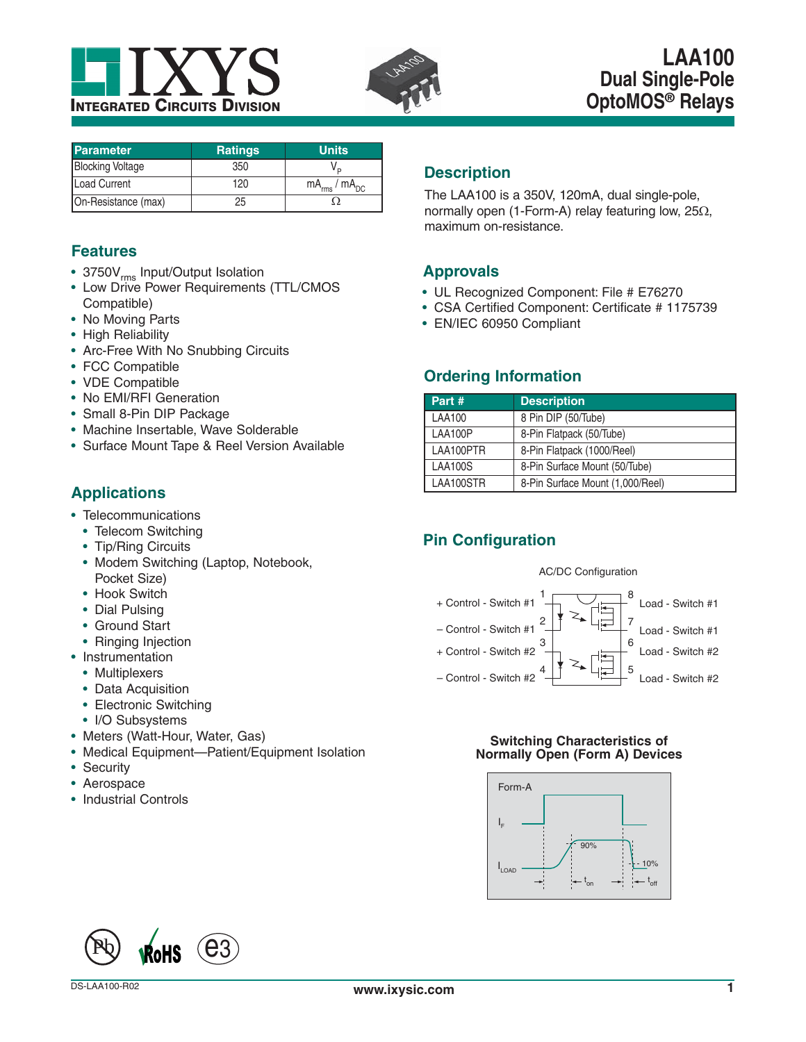# LAA100
## Dual Single-Pole OptoMOS® Relays

| Parameter | Ratings | Units |
|---|---|---|
| Blocking Voltage | 350 | $V_P$ |
| Load Current | 120 | $mA_{rms}$ / $mA_{DC}$ |
| On-Resistance (max) | 25 | Ω |

## Features

- 3750$V_{rms}$ Input/Output Isolation
- Low Drive Power Requirements (TTL/CMOS Compatible)
- No Moving Parts
- High Reliability
- Arc-Free With No Snubbing Circuits
- FCC Compatible
- VDE Compatible
- No EMI/RFI Generation
- Small 8-Pin DIP Package
- Machine Insertable, Wave Solderable
- Surface Mount Tape & Reel Version Available

## Applications

- Telecommunications
  - Telecom Switching
  - Tip/Ring Circuits
  - Modem Switching (Laptop, Notebook, Pocket Size)
  - Hook Switch
  - Dial Pulsing
  - Ground Start
  - Ringing Injection
- Instrumentation
  - Multiplexers
  - Data Acquisition
  - Electronic Switching
  - I/O Subsystems
- Meters (Watt-Hour, Water, Gas)
- Medical Equipment—Patient/Equipment Isolation
- Security
- Aerospace
- Industrial Controls

## Description

The LAA100 is a 350V, 120mA, dual single-pole, normally open (1-Form-A) relay featuring low, 25Ω, maximum on-resistance.

## Approvals

- UL Recognized Component: File # E76270
- CSA Certified Component: Certificate # 1175739
- EN/IEC 60950 Compliant

## Ordering Information

| Part # | Description |
|---|---|
| LAA100 | 8 Pin DIP (50/Tube) |
| LAA100P | 8-Pin Flatpack (50/Tube) |
| LAA100PTR | 8-Pin Flatpack (1000/Reel) |
| LAA100S | 8-Pin Surface Mount (50/Tube) |
| LAA100STR | 8-Pin Surface Mount (1,000/Reel) |

## Pin Configuration

AC/DC Configuration

| Pin | Function | Pin | Function |
|---|---|---|---|
| 1 | + Control - Switch #1 | 8 | Load - Switch #1 |
| 2 | – Control - Switch #1 | 7 | Load - Switch #1 |
| 3 | + Control - Switch #2 | 6 | Load - Switch #2 |
| 4 | – Control - Switch #2 | 5 | Load - Switch #2 |

### Switching Characteristics of Normally Open (Form A) Devices

Form-A

$I_F$

$I_{LOAD}$

90%

10%

$t_{on}$ $t_{off}$

DS-LAA100-R02

www.ixysic.com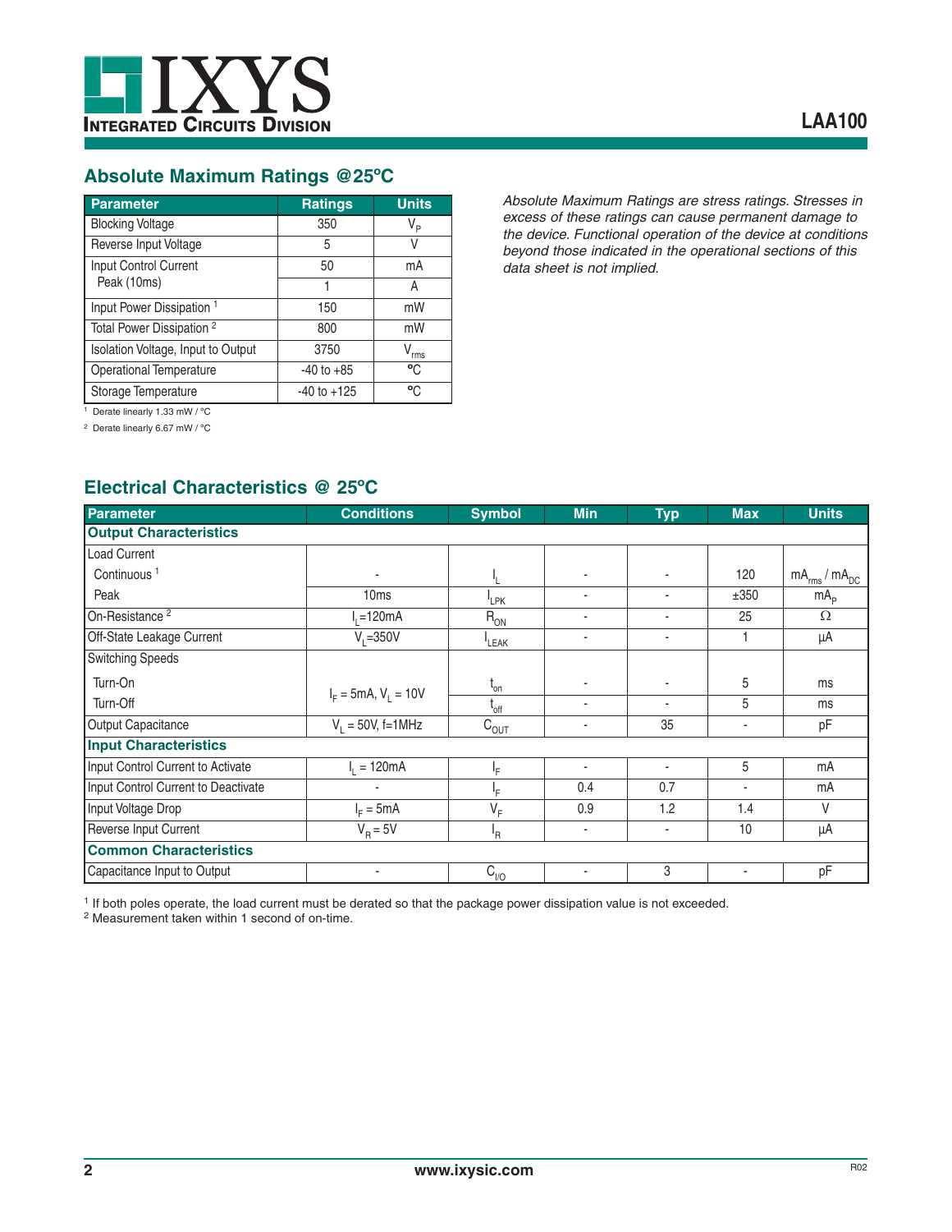## Absolute Maximum Ratings @25ºC

| Parameter | Ratings | Units |
|---|---|---|
| Blocking Voltage | 350 | $V_P$ |
| Reverse Input Voltage | 5 | V |
| Input Control Current | 50 | mA |
| Peak (10ms) | 1 | A |
| Input Power Dissipation [1] | 150 | mW |
| Total Power Dissipation [2] | 800 | mW |
| Isolation Voltage, Input to Output | 3750 | $V_{rms}$ |
| Operational Temperature | -40 to +85 | °C |
| Storage Temperature | -40 to +125 | °C |

[1] Derate linearly 1.33 mW / °C

[2] Derate linearly 6.67 mW / °C

*Absolute Maximum Ratings are stress ratings. Stresses in excess of these ratings can cause permanent damage to the device. Functional operation of the device at conditions beyond those indicated in the operational sections of this data sheet is not implied.*

## Electrical Characteristics @ 25°C

| Parameter | Conditions | Symbol | Min | Typ | Max | Units |
|---|---|---|---|---|---|---|
| **Output Characteristics** | | | | | | |
| Load Current | | | | | | |
| Continuous [1] | - | $I_L$ | - | - | 120 | $mA_{rms}$ / $mA_{DC}$ |
| Peak | 10ms | $I_{LPK}$ | - | - | ±350 | $mA_P$ |
| On-Resistance [2] | $I_L$=120mA | $R_{ON}$ | - | - | 25 | Ω |
| Off-State Leakage Current | $V_L$=350V | $I_{LEAK}$ | - | - | 1 | µA |
| Switching Speeds | | | | | | |
| Turn-On | $I_F$ = 5mA, $V_L$ = 10V | $t_{on}$ | - | - | 5 | ms |
| Turn-Off | | $t_{off}$ | - | - | 5 | ms |
| Output Capacitance | $V_L$ = 50V, f=1MHz | $C_{OUT}$ | - | 35 | - | pF |
| **Input Characteristics** | | | | | | |
| Input Control Current to Activate | $I_L$ = 120mA | $I_F$ | - | - | 5 | mA |
| Input Control Current to Deactivate | - | $I_F$ | 0.4 | 0.7 | - | mA |
| Input Voltage Drop | $I_F$ = 5mA | $V_F$ | 0.9 | 1.2 | 1.4 | V |
| Reverse Input Current | $V_R$ = 5V | $I_R$ | - | - | 10 | µA |
| **Common Characteristics** | | | | | | |
| Capacitance Input to Output | - | $C_{I/O}$ | - | 3 | - | pF |

[1] If both poles operate, the load current must be derated so that the package power dissipation value is not exceeded.

[2] Measurement taken within 1 second of on-time.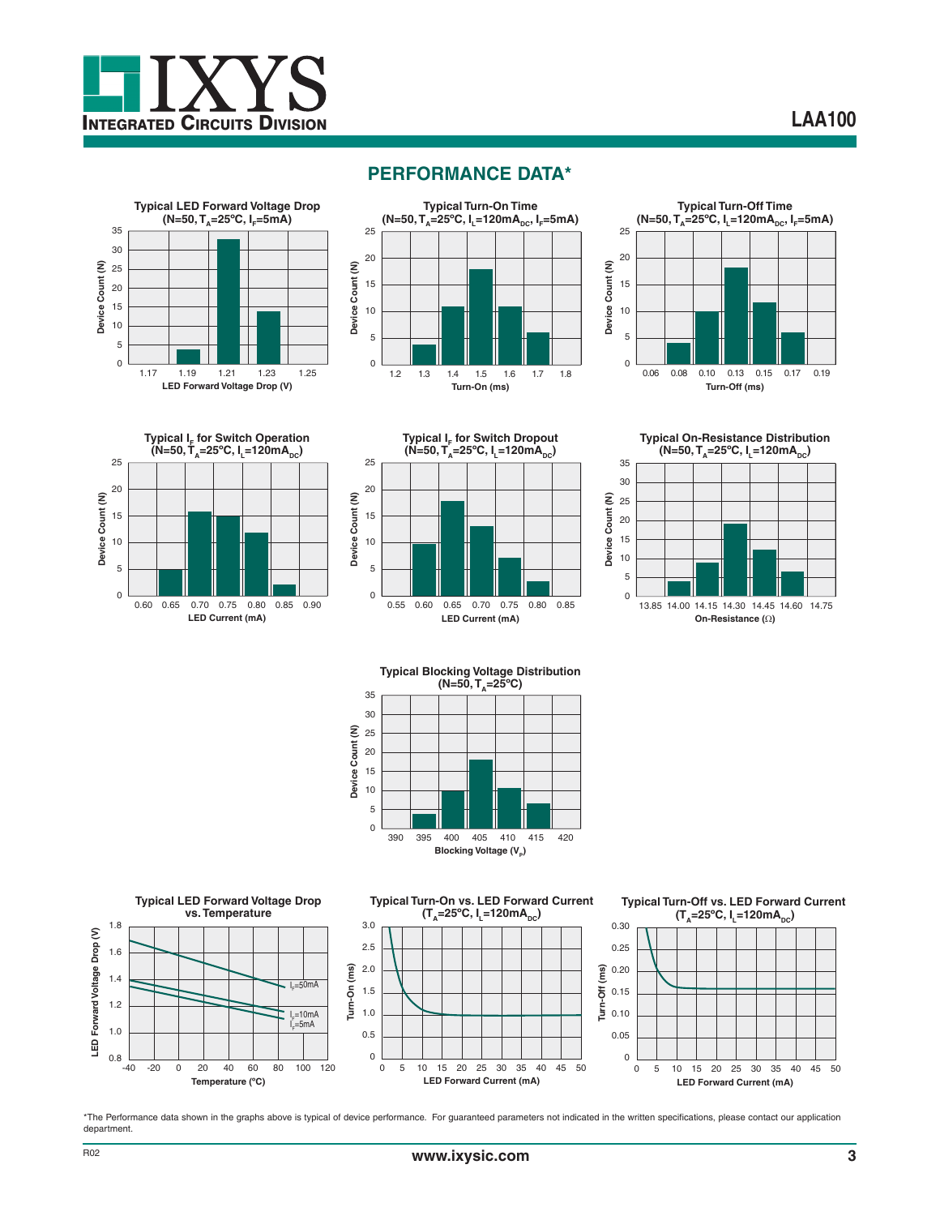## PERFORMANCE DATA*

**Typical LED Forward Voltage Drop (N=50, $T_A$=25ºC, $I_F$=5mA)**

Device Count (N) vs. LED Forward Voltage Drop (V)

**Typical Turn-On Time (N=50, $T_A$=25ºC, $I_L$=120mA$_{DC}$, $I_F$=5mA)**

Device Count (N) vs. Turn-On (ms)

**Typical Turn-Off Time (N=50, $T_A$=25ºC, $I_L$=120mA$_{DC}$, $I_F$=5mA)**

Device Count (N) vs. Turn-Off (ms)

**Typical $I_F$ for Switch Operation (N=50, $T_A$=25ºC, $I_L$=120mA$_{DC}$)**

Device Count (N) vs. LED Current (mA)

**Typical $I_F$ for Switch Dropout (N=50, $T_A$=25ºC, $I_L$=120mA$_{DC}$)**

Device Count (N) vs. LED Current (mA)

**Typical On-Resistance Distribution (N=50, $T_A$=25ºC, $I_L$=120mA$_{DC}$)**

Device Count (N) vs. On-Resistance (Ω)

**Typical Blocking Voltage Distribution (N=50, $T_A$=25ºC)**

Device Count (N) vs. Blocking Voltage ($V_P$)

**Typical LED Forward Voltage Drop vs. Temperature**

LED Forward Voltage Drop (V) vs. Temperature (ºC); curves: $I_F$=50mA, $I_F$=10mA, $I_F$=5mA

**Typical Turn-On vs. LED Forward Current ($T_A$=25ºC, $I_L$=120mA$_{DC}$)**

Turn-On (ms) vs. LED Forward Current (mA)

**Typical Turn-Off vs. LED Forward Current ($T_A$=25ºC, $I_L$=120mA$_{DC}$)**

Turn-Off (ms) vs. LED Forward Current (mA)

*The Performance data shown in the graphs above is typical of device performance. For guaranteed parameters not indicated in the written specifications, please contact our application department.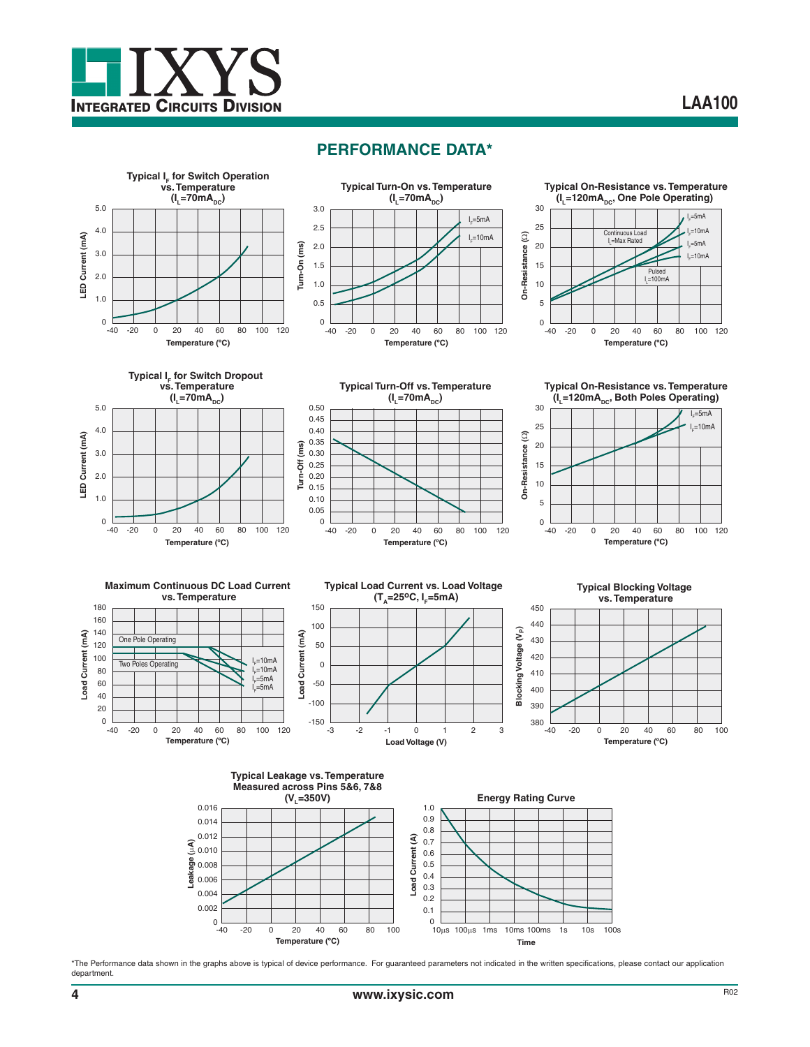## PERFORMANCE DATA*

**Typical $I_F$ for Switch Operation vs. Temperature ($I_L$=70mA$_{DC}$)**

**Typical Turn-On vs. Temperature ($I_L$=70mA$_{DC}$)**

**Typical On-Resistance vs. Temperature ($I_L$=120mA$_{DC}$, One Pole Operating)**

**Typical $I_F$ for Switch Dropout vs. Temperature ($I_L$=70mA$_{DC}$)**

**Typical Turn-Off vs. Temperature ($I_L$=70mA$_{DC}$)**

**Typical On-Resistance vs. Temperature ($I_L$=120mA$_{DC}$, Both Poles Operating)**

**Maximum Continuous DC Load Current vs. Temperature**

**Typical Load Current vs. Load Voltage ($T_A$=25ºC, $I_F$=5mA)**

**Typical Blocking Voltage vs. Temperature**

**Typical Leakage vs. Temperature Measured across Pins 5&6, 7&8 ($V_L$=350V)**

**Energy Rating Curve**

*The Performance data shown in the graphs above is typical of device performance. For guaranteed parameters not indicated in the written specifications, please contact our application department.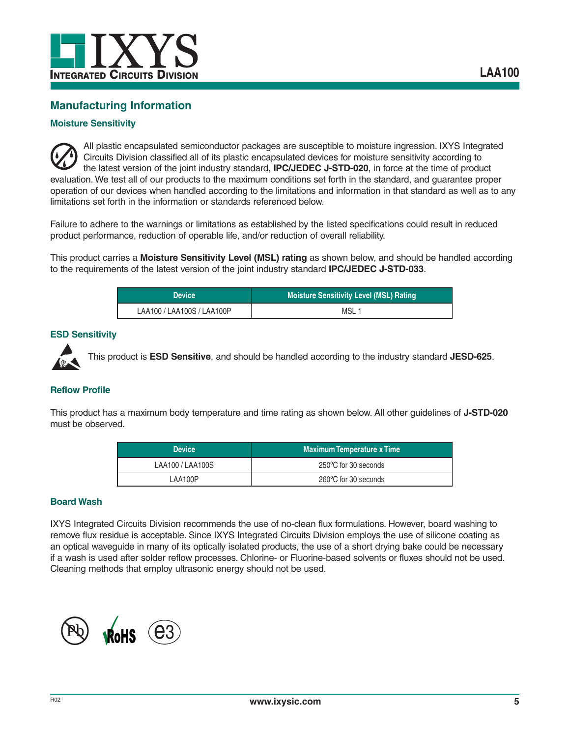## Manufacturing Information

### Moisture Sensitivity

All plastic encapsulated semiconductor packages are susceptible to moisture ingression. IXYS Integrated Circuits Division classified all of its plastic encapsulated devices for moisture sensitivity according to the latest version of the joint industry standard, **IPC/JEDEC J-STD-020**, in force at the time of product evaluation. We test all of our products to the maximum conditions set forth in the standard, and guarantee proper operation of our devices when handled according to the limitations and information in that standard as well as to any limitations set forth in the information or standards referenced below.

Failure to adhere to the warnings or limitations as established by the listed specifications could result in reduced product performance, reduction of operable life, and/or reduction of overall reliability.

This product carries a **Moisture Sensitivity Level (MSL) rating** as shown below, and should be handled according to the requirements of the latest version of the joint industry standard **IPC/JEDEC J-STD-033**.

| Device | Moisture Sensitivity Level (MSL) Rating |
|---|---|
| LAA100 / LAA100S / LAA100P | MSL 1 |

### ESD Sensitivity

This product is **ESD Sensitive**, and should be handled according to the industry standard **JESD-625**.

### Reflow Profile

This product has a maximum body temperature and time rating as shown below. All other guidelines of **J-STD-020** must be observed.

| Device | Maximum Temperature x Time |
|---|---|
| LAA100 / LAA100S | 250°C for 30 seconds |
| LAA100P | 260°C for 30 seconds |

### Board Wash

IXYS Integrated Circuits Division recommends the use of no-clean flux formulations. However, board washing to remove flux residue is acceptable. Since IXYS Integrated Circuits Division employs the use of silicone coating as an optical waveguide in many of its optically isolated products, the use of a short drying bake could be necessary if a wash is used after solder reflow processes. Chlorine- or Fluorine-based solvents or fluxes should not be used. Cleaning methods that employ ultrasonic energy should not be used.

Pb RoHS e3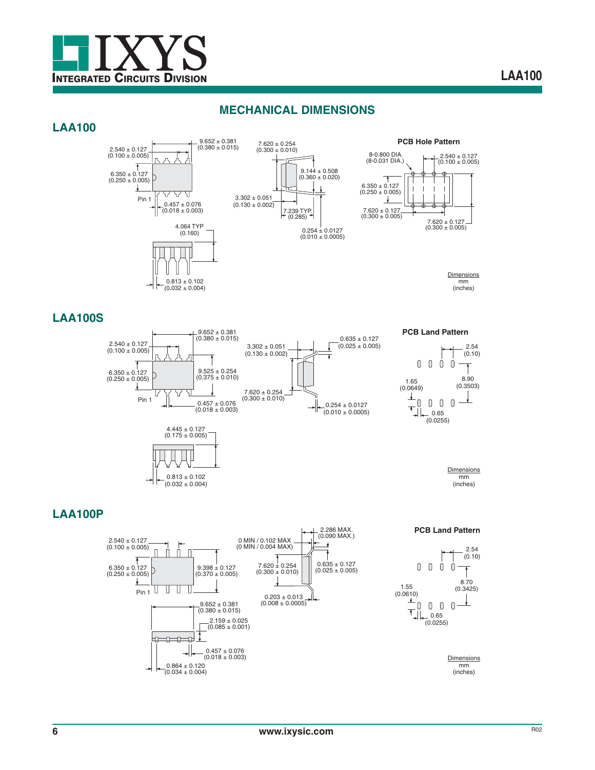## MECHANICAL DIMENSIONS

### LAA100

9.652 ± 0.381 (0.380 ± 0.015)

2.540 ± 0.127 (0.100 ± 0.005)

6.350 ± 0.127 (0.250 ± 0.005)

Pin 1

0.457 ± 0.076 (0.018 ± 0.003)

4.064 TYP (0.160)

0.813 ± 0.102 (0.032 ± 0.004)

7.620 ± 0.254 (0.300 ± 0.010)

9.144 ± 0.508 (0.360 ± 0.020)

3.302 ± 0.051 (0.130 ± 0.002)

7.239 TYP. (0.285)

0.254 ± 0.0127 (0.010 ± 0.0005)

**PCB Hole Pattern**

8-0.800 DIA. (8-0.031 DIA.)

2.540 ± 0.127 (0.100 ± 0.005)

6.350 ± 0.127 (0.250 ± 0.005)

7.620 ± 0.127 (0.300 ± 0.005)

7.620 ± 0.127 (0.300 ± 0.005)

Dimensions mm (inches)

### LAA100S

9.652 ± 0.381 (0.380 ± 0.015)

2.540 ± 0.127 (0.100 ± 0.005)

6.350 ± 0.127 (0.250 ± 0.005)

9.525 ± 0.254 (0.375 ± 0.010)

Pin 1

0.457 ± 0.076 (0.018 ± 0.003)

4.445 ± 0.127 (0.175 ± 0.005)

0.813 ± 0.102 (0.032 ± 0.004)

3.302 ± 0.051 (0.130 ± 0.002)

0.635 ± 0.127 (0.025 ± 0.005)

7.620 ± 0.254 (0.300 ± 0.010)

0.254 ± 0.0127 (0.010 ± 0.0005)

**PCB Land Pattern**

2.54 (0.10)

8.90 (0.3503)

1.65 (0.0649)

0.65 (0.0255)

Dimensions mm (inches)

### LAA100P

2.540 ± 0.127 (0.100 ± 0.005)

6.350 ± 0.127 (0.250 ± 0.005)

9.398 ± 0.127 (0.370 ± 0.005)

Pin 1

9.652 ± 0.381 (0.380 ± 0.015)

2.159 ± 0.025 (0.085 ± 0.001)

0.457 ± 0.076 (0.018 ± 0.003)

0.864 ± 0.120 (0.034 ± 0.004)

0 MIN / 0.102 MAX (0 MIN / 0.004 MAX)

2.286 MAX. (0.090 MAX.)

7.620 ± 0.254 (0.300 ± 0.010)

0.635 ± 0.127 (0.025 ± 0.005)

0.203 ± 0.013 (0.008 ± 0.0005)

**PCB Land Pattern**

2.54 (0.10)

8.70 (0.3425)

1.55 (0.0610)

0.65 (0.0255)

Dimensions mm (inches)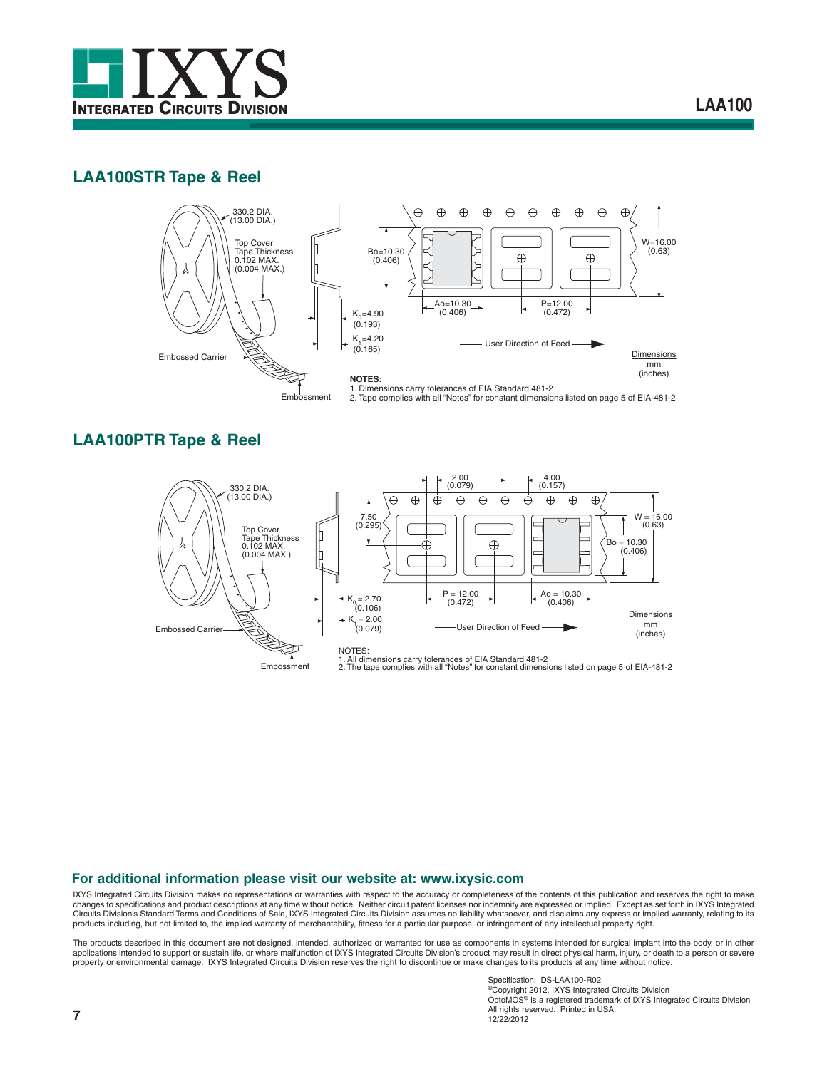## LAA100STR Tape & Reel

330.2 DIA. (13.00 DIA.)

Top Cover Tape Thickness 0.102 MAX. (0.004 MAX.)

Embossed Carrier

Embossment

Bo=10.30 (0.406)

W=16.00 (0.63)

Ao=10.30 (0.406)

P=12.00 (0.472)

$K_0$=4.90 (0.193)

$K_1$=4.20 (0.165)

User Direction of Feed

Dimensions mm (inches)

**NOTES:**
1. Dimensions carry tolerances of EIA Standard 481-2
2. Tape complies with all "Notes" for constant dimensions listed on page 5 of EIA-481-2

## LAA100PTR Tape & Reel

330.2 DIA. (13.00 DIA.)

Top Cover Tape Thickness 0.102 MAX. (0.004 MAX.)

Embossed Carrier

Embossment

2.00 (0.079)

4.00 (0.157)

7.50 (0.295)

W = 16.00 (0.63)

Bo = 10.30 (0.406)

P = 12.00 (0.472)

Ao = 10.30 (0.406)

$K_0$ = 2.70 (0.106)

$K_1$ = 2.00 (0.079)

User Direction of Feed

Dimensions mm (inches)

NOTES:
1. All dimensions carry tolerances of EIA Standard 481-2
2. The tape complies with all "Notes" for constant dimensions listed on page 5 of EIA-481-2

### For additional information please visit our website at: www.ixysic.com

IXYS Integrated Circuits Division makes no representations or warranties with respect to the accuracy or completeness of the contents of this publication and reserves the right to make changes to specifications and product descriptions at any time without notice. Neither circuit patent licenses nor indemnity are expressed or implied. Except as set forth in IXYS Integrated Circuits Division's Standard Terms and Conditions of Sale, IXYS Integrated Circuits Division assumes no liability whatsoever, and disclaims any express or implied warranty, relating to its products including, but not limited to, the implied warranty of merchantability, fitness for a particular purpose, or infringement of any intellectual property right.

The products described in this document are not designed, intended, authorized or warranted for use as components in systems intended for surgical implant into the body, or in other applications intended to support or sustain life, or where malfunction of IXYS Integrated Circuits Division's product may result in direct physical harm, injury, or death to a person or severe property or environmental damage. IXYS Integrated Circuits Division reserves the right to discontinue or make changes to its products at any time without notice.

Specification: DS-LAA100-R02
©Copyright 2012, IXYS Integrated Circuits Division
OptoMOS® is a registered trademark of IXYS Integrated Circuits Division
All rights reserved. Printed in USA.
12/22/2012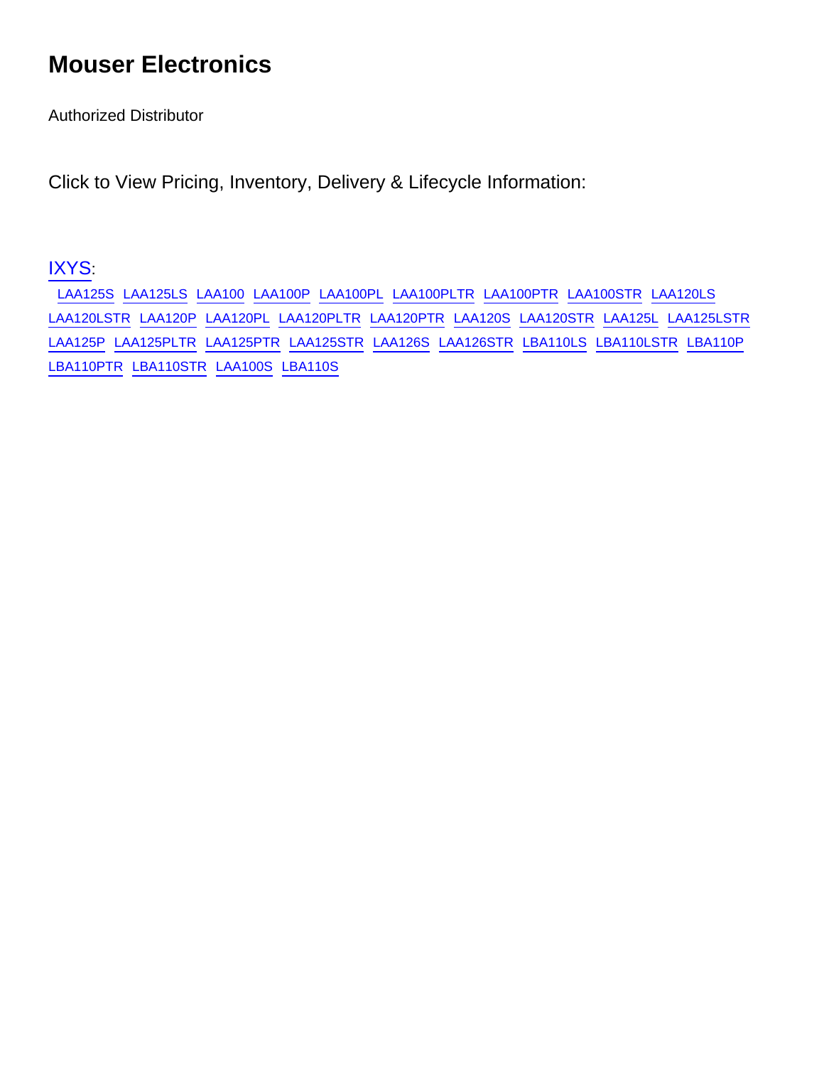# Mouser Electronics

Authorized Distributor

Click to View Pricing, Inventory, Delivery & Lifecycle Information:

IXYS:

LAA125S LAA125LS LAA100 LAA100P LAA100PL LAA100PLTR LAA100PTR LAA100STR LAA120LS LAA120LSTR LAA120P LAA120PL LAA120PLTR LAA120PTR LAA120S LAA120STR LAA125L LAA125LSTR LAA125P LAA125PLTR LAA125PTR LAA125STR LAA126S LAA126STR LBA110LS LBA110LSTR LBA110P LBA110PTR LBA110STR LAA100S LBA110S